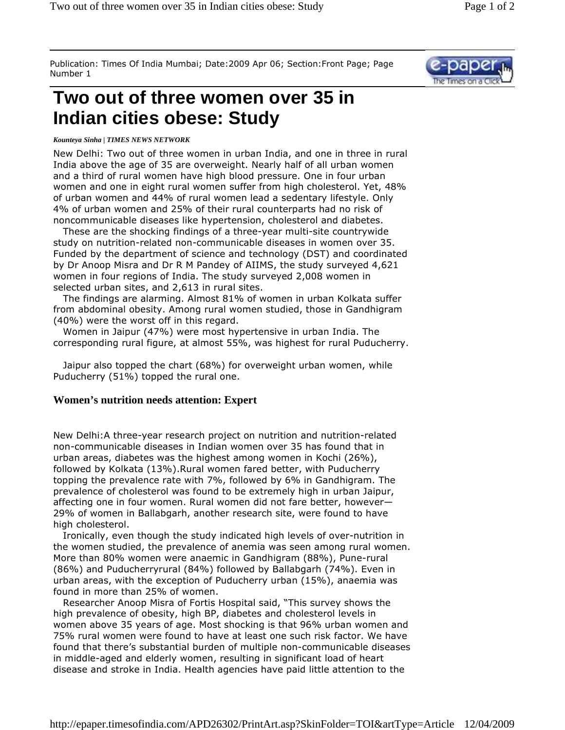Publication: Times Of India Mumbai; Date:2009 Apr 06; Section:Front Page; Page Number 1

# Two out of three women over 35 in Indian cities obese: Study

*Kounteya Sinha | TIMES NEWS NETWORK*

New Delhi: Two out of three women in urban India, and one in three in rural India above the age of 35 are overweight. Nearly half of all urban women and a third of rural women have high blood pressure. One in four urban women and one in eight rural women suffer from high cholesterol. Yet, 48% of urban women and 44% of rural women lead a sedentary lifestyle. Only 4% of urban women and 25% of their rural counterparts had no risk of noncommunicable diseases like hypertension, cholesterol and diabetes.

These are the shocking findings of a three-year multi-site countrywide study on nutrition-related non-communicable diseases in women over 35. Funded by the department of science and technology (DST) and coordinated by Dr Anoop Misra and Dr R M Pandey of AIIMS, the study surveyed 4,621 women in four regions of India. The study surveyed 2,008 women in selected urban sites, and 2,613 in rural sites.

The findings are alarming. Almost 81% of women in urban Kolkata suffer from abdominal obesity. Among rural women studied, those in Gandhigram (40%) were the worst off in this regard.

Women in Jaipur (47%) were most hypertensive in urban India. The corresponding rural figure, at almost 55%, was highest for rural Puducherry.

Jaipur also topped the chart (68%) for overweight urban women, while Puducherry (51%) topped the rural one.

## Women's nutrition needs attention: Expert

New Delhi:A three-year research project on nutrition and nutrition-related non-communicable diseases in Indian women over 35 has found that in urban areas, diabetes was the highest among women in Kochi (26%), followed by Kolkata (13%).Rural women fared better, with Puducherry topping the prevalence rate with 7%, followed by 6% in Gandhigram. The prevalence of cholesterol was found to be extremely high in urban Jaipur, affecting one in four women. Rural women did not fare better, however—29% of women in Ballabgarh, another research site, were found to have high cholesterol.

Ironically, even though the study indicated high levels of over-nutrition in the women studied, the prevalence of anemia was seen among rural women. More than 80% women were anaemic in Gandhigram (88%), Pune-rural (86%) and Puducherryrural (84%) followed by Ballabgarh (74%). Even in urban areas, with the exception of Puducherry urban (15%), anaemia was found in more than 25% of women.

Researcher Anoop Misra of Fortis Hospital said, "This survey shows the high prevalence of obesity, high BP, diabetes and cholesterol levels in women above 35 years of age. Most shocking is that 96% urban women and 75% rural women were found to have at least one such risk factor. We have found that there's substantial burden of multiple non-communicable diseases in middle-aged and elderly women, resulting in significant load of heart disease and stroke in India. Health agencies have paid little attention to the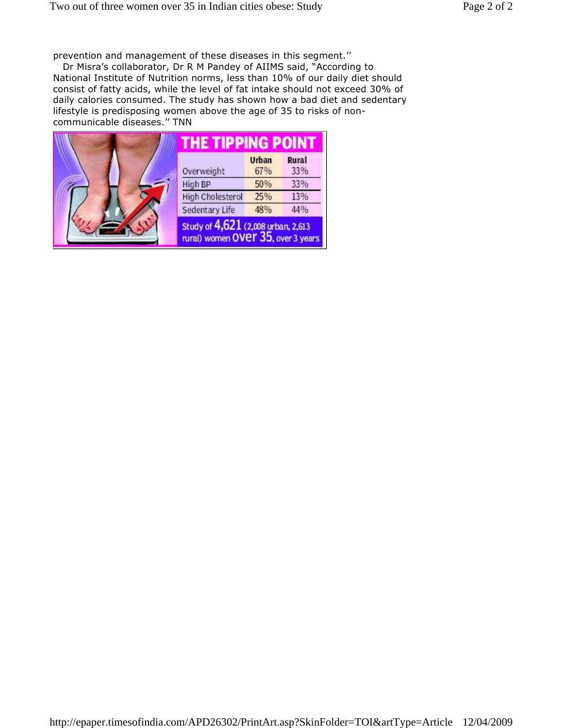prevention and management of these diseases in this segment.''

Dr Misra's collaborator, Dr R M Pandey of AIIMS said, "According to National Institute of Nutrition norms, less than 10% of our daily diet should consist of fatty acids, while the level of fat intake should not exceed 30% of daily calories consumed. The study has shown how a bad diet and sedentary lifestyle is predisposing women above the age of 35 to risks of non-communicable diseases.'' TNN

**THE TIPPING POINT**

| | Urban | Rural |
|---|---|---|
| Overweight | 67% | 33% |
| High BP | 50% | 33% |
| High Cholesterol | 25% | 13% |
| Sedentary Life | 48% | 44% |

Study of 4,621 (2,008 urban, 2,613 rural) women over 35, over 3 years